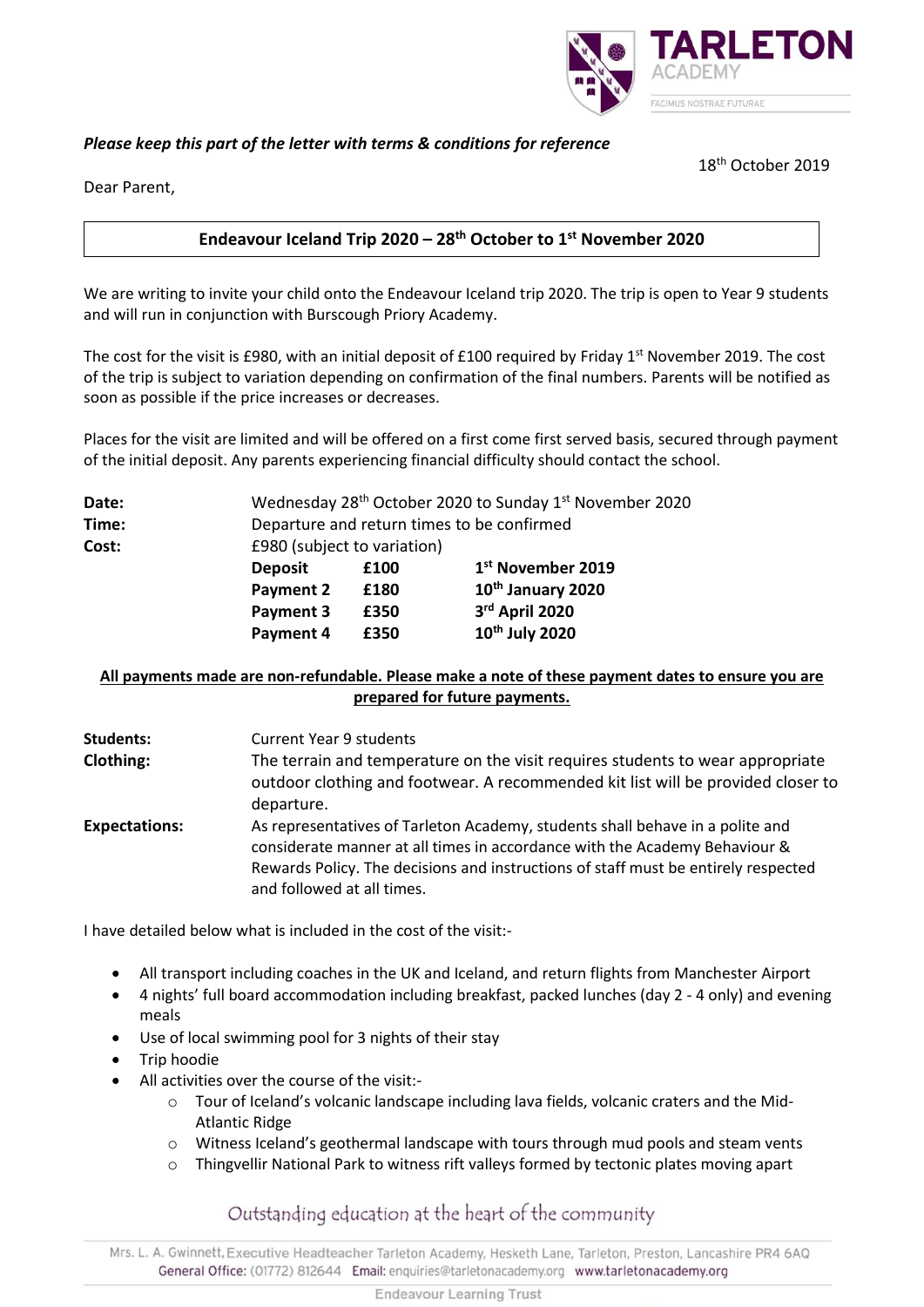TARLETON ACADEMY

FACIMUS NOSTRAE FUTURAE

***Please keep this part of the letter with terms & conditions for reference***

18th October 2019

Dear Parent,

**Endeavour Iceland Trip 2020 – 28th October to 1st November 2020**

We are writing to invite your child onto the Endeavour Iceland trip 2020. The trip is open to Year 9 students and will run in conjunction with Burscough Priory Academy.

The cost for the visit is £980, with an initial deposit of £100 required by Friday 1st November 2019. The cost of the trip is subject to variation depending on confirmation of the final numbers. Parents will be notified as soon as possible if the price increases or decreases.

Places for the visit are limited and will be offered on a first come first served basis, secured through payment of the initial deposit. Any parents experiencing financial difficulty should contact the school.

**Date:** Wednesday 28th October 2020 to Sunday 1st November 2020

**Time:** Departure and return times to be confirmed

**Cost:** £980 (subject to variation)

| | | |
|---|---|---|
| **Deposit** | **£100** | **1st November 2019** |
| **Payment 2** | **£180** | **10th January 2020** |
| **Payment 3** | **£350** | **3rd April 2020** |
| **Payment 4** | **£350** | **10th July 2020** |

**All payments made are non-refundable. Please make a note of these payment dates to ensure you are prepared for future payments.**

**Students:** Current Year 9 students

**Clothing:** The terrain and temperature on the visit requires students to wear appropriate outdoor clothing and footwear. A recommended kit list will be provided closer to departure.

**Expectations:** As representatives of Tarleton Academy, students shall behave in a polite and considerate manner at all times in accordance with the Academy Behaviour & Rewards Policy. The decisions and instructions of staff must be entirely respected and followed at all times.

I have detailed below what is included in the cost of the visit:-

- All transport including coaches in the UK and Iceland, and return flights from Manchester Airport
- 4 nights' full board accommodation including breakfast, packed lunches (day 2 - 4 only) and evening meals
- Use of local swimming pool for 3 nights of their stay
- Trip hoodie
- All activities over the course of the visit:-
  - Tour of Iceland's volcanic landscape including lava fields, volcanic craters and the Mid-Atlantic Ridge
  - Witness Iceland's geothermal landscape with tours through mud pools and steam vents
  - Thingvellir National Park to witness rift valleys formed by tectonic plates moving apart

Outstanding education at the heart of the community

Mrs. L. A. Gwinnett, Executive Headteacher Tarleton Academy, Hesketh Lane, Tarleton, Preston, Lancashire PR4 6AQ
General Office: (01772) 812644 Email: enquiries@tarletonacademy.org www.tarletonacademy.org

Endeavour Learning Trust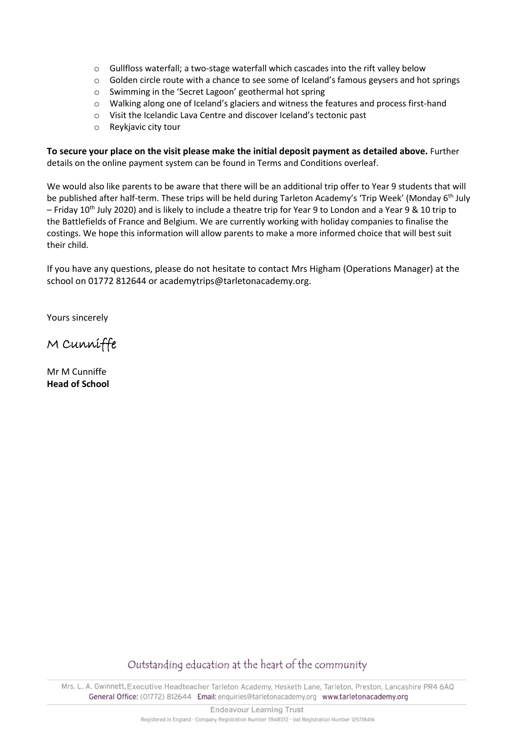- Gullfloss waterfall; a two-stage waterfall which cascades into the rift valley below
- Golden circle route with a chance to see some of Iceland's famous geysers and hot springs
- Swimming in the 'Secret Lagoon' geothermal hot spring
- Walking along one of Iceland's glaciers and witness the features and process first-hand
- Visit the Icelandic Lava Centre and discover Iceland's tectonic past
- Reykjavic city tour

**To secure your place on the visit please make the initial deposit payment as detailed above.** Further details on the online payment system can be found in Terms and Conditions overleaf.

We would also like parents to be aware that there will be an additional trip offer to Year 9 students that will be published after half-term. These trips will be held during Tarleton Academy's 'Trip Week' (Monday 6th July – Friday 10th July 2020) and is likely to include a theatre trip for Year 9 to London and a Year 9 & 10 trip to the Battlefields of France and Belgium. We are currently working with holiday companies to finalise the costings. We hope this information will allow parents to make a more informed choice that will best suit their child.

If you have any questions, please do not hesitate to contact Mrs Higham (Operations Manager) at the school on 01772 812644 or academytrips@tarletonacademy.org.

Yours sincerely

M Cunniffe

Mr M Cunniffe
**Head of School**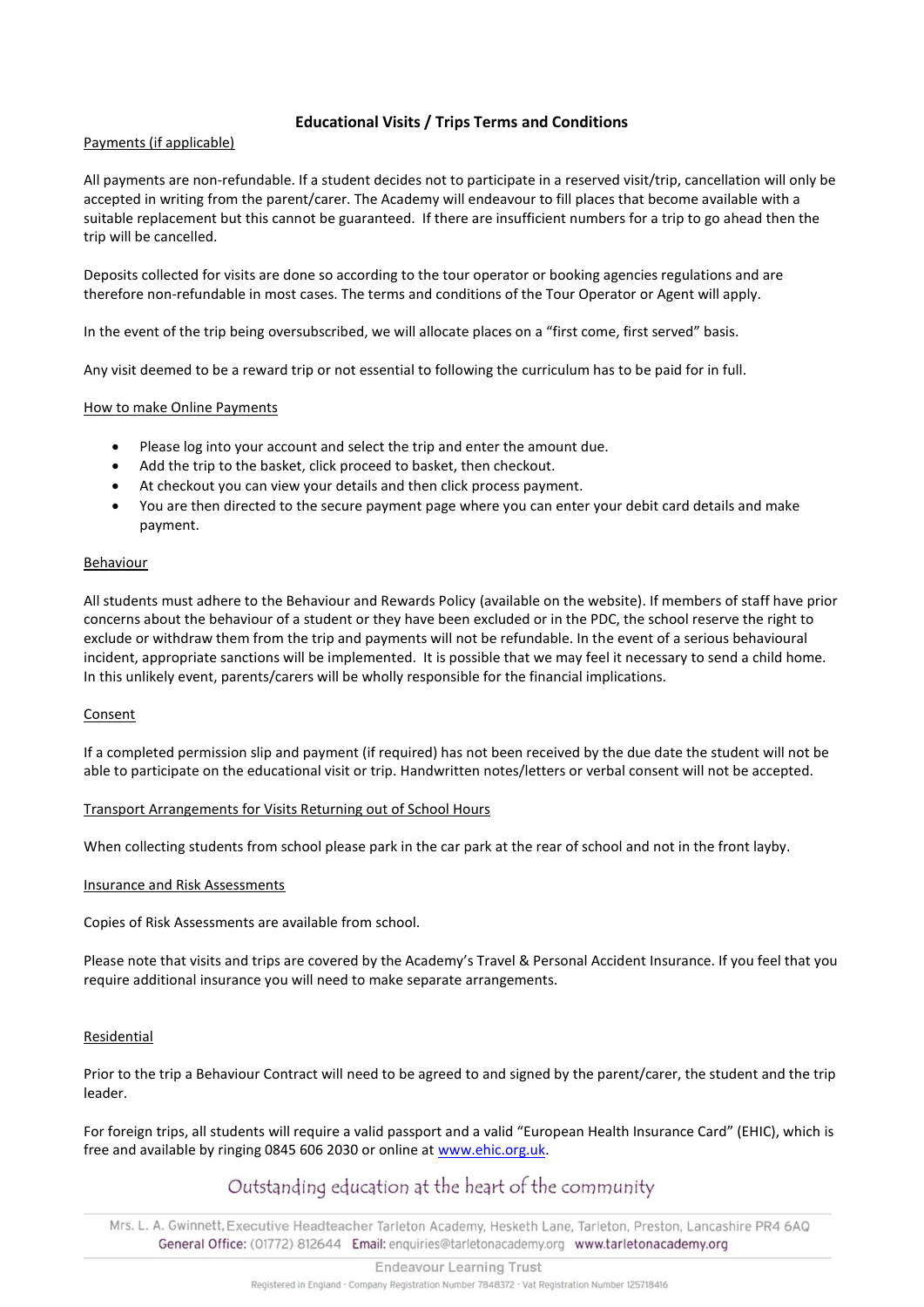## Educational Visits / Trips Terms and Conditions

### Payments (if applicable)

All payments are non-refundable. If a student decides not to participate in a reserved visit/trip, cancellation will only be accepted in writing from the parent/carer. The Academy will endeavour to fill places that become available with a suitable replacement but this cannot be guaranteed. If there are insufficient numbers for a trip to go ahead then the trip will be cancelled.

Deposits collected for visits are done so according to the tour operator or booking agencies regulations and are therefore non-refundable in most cases. The terms and conditions of the Tour Operator or Agent will apply.

In the event of the trip being oversubscribed, we will allocate places on a "first come, first served" basis.

Any visit deemed to be a reward trip or not essential to following the curriculum has to be paid for in full.

### How to make Online Payments

- Please log into your account and select the trip and enter the amount due.
- Add the trip to the basket, click proceed to basket, then checkout.
- At checkout you can view your details and then click process payment.
- You are then directed to the secure payment page where you can enter your debit card details and make payment.

### Behaviour

All students must adhere to the Behaviour and Rewards Policy (available on the website). If members of staff have prior concerns about the behaviour of a student or they have been excluded or in the PDC, the school reserve the right to exclude or withdraw them from the trip and payments will not be refundable. In the event of a serious behavioural incident, appropriate sanctions will be implemented. It is possible that we may feel it necessary to send a child home. In this unlikely event, parents/carers will be wholly responsible for the financial implications.

### Consent

If a completed permission slip and payment (if required) has not been received by the due date the student will not be able to participate on the educational visit or trip. Handwritten notes/letters or verbal consent will not be accepted.

### Transport Arrangements for Visits Returning out of School Hours

When collecting students from school please park in the car park at the rear of school and not in the front layby.

### Insurance and Risk Assessments

Copies of Risk Assessments are available from school.

Please note that visits and trips are covered by the Academy's Travel & Personal Accident Insurance. If you feel that you require additional insurance you will need to make separate arrangements.

### Residential

Prior to the trip a Behaviour Contract will need to be agreed to and signed by the parent/carer, the student and the trip leader.

For foreign trips, all students will require a valid passport and a valid "European Health Insurance Card" (EHIC), which is free and available by ringing 0845 606 2030 or online at [www.ehic.org.uk](http://www.ehic.org.uk).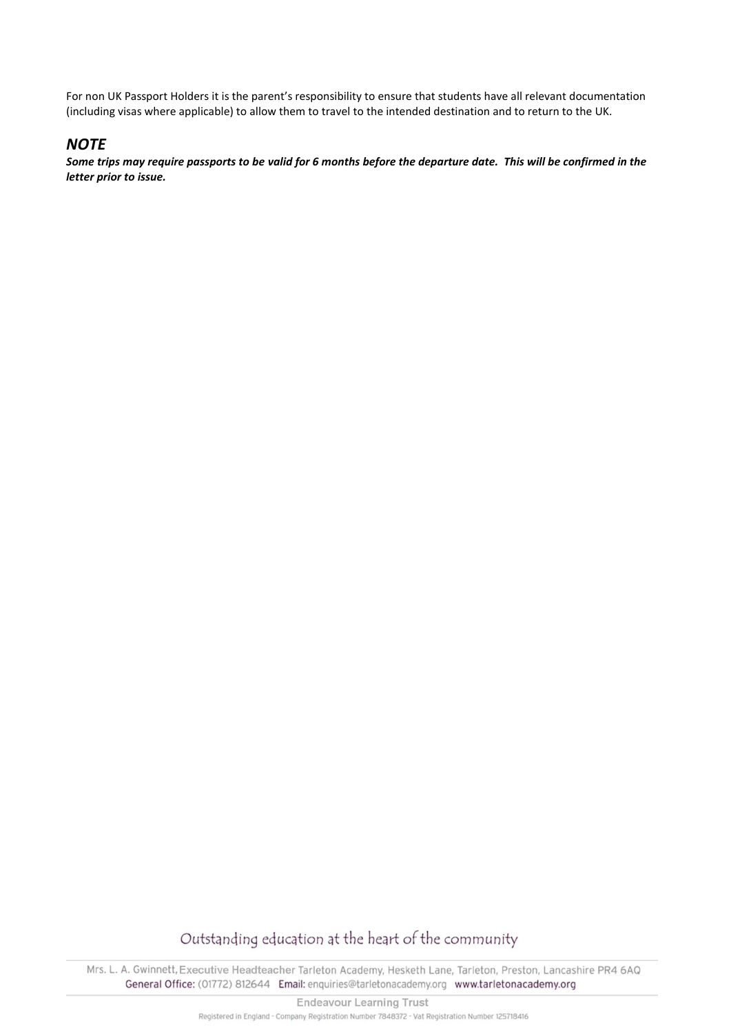For non UK Passport Holders it is the parent's responsibility to ensure that students have all relevant documentation (including visas where applicable) to allow them to travel to the intended destination and to return to the UK.

## *NOTE*

***Some trips may require passports to be valid for 6 months before the departure date. This will be confirmed in the letter prior to issue.***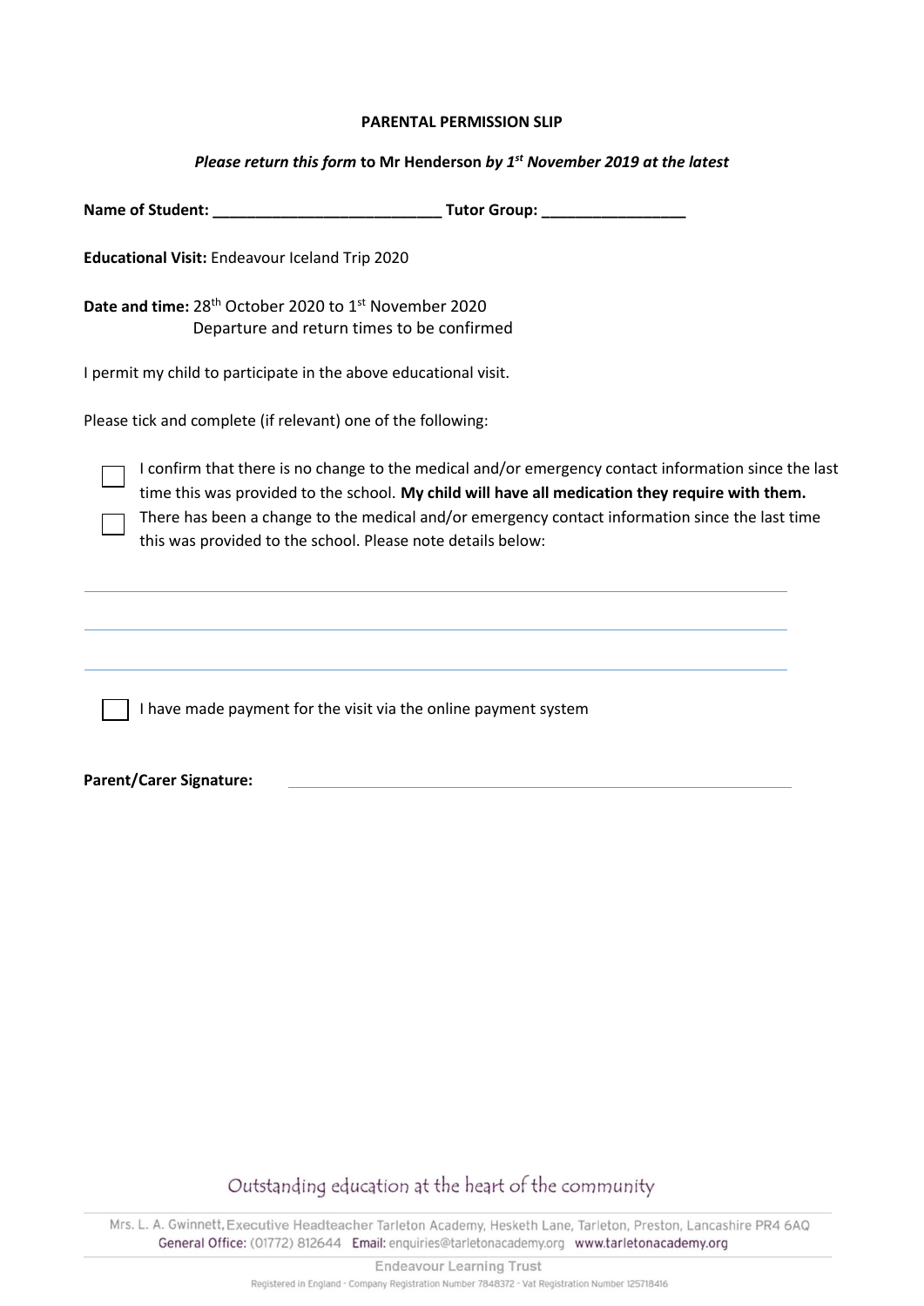**PARENTAL PERMISSION SLIP**

***Please return this form* to Mr Henderson *by 1st November 2019 at the latest***

**Name of Student: ___________________________ Tutor Group: _________________**

**Educational Visit:** Endeavour Iceland Trip 2020

**Date and time:** 28th October 2020 to 1st November 2020
Departure and return times to be confirmed

I permit my child to participate in the above educational visit.

Please tick and complete (if relevant) one of the following:

☐ I confirm that there is no change to the medical and/or emergency contact information since the last time this was provided to the school. **My child will have all medication they require with them.**

☐ There has been a change to the medical and/or emergency contact information since the last time this was provided to the school. Please note details below:

______________________________________________________________________

______________________________________________________________________

______________________________________________________________________

☐ I have made payment for the visit via the online payment system

**Parent/Carer Signature:** ______________________________________________

Outstanding education at the heart of the community

Mrs. L. A. Gwinnett, Executive Headteacher Tarleton Academy, Hesketh Lane, Tarleton, Preston, Lancashire PR4 6AQ
General Office: (01772) 812644 Email: enquiries@tarletonacademy.org www.tarletonacademy.org

Endeavour Learning Trust
Registered in England - Company Registration Number 7848372 - Vat Registration Number 125718416